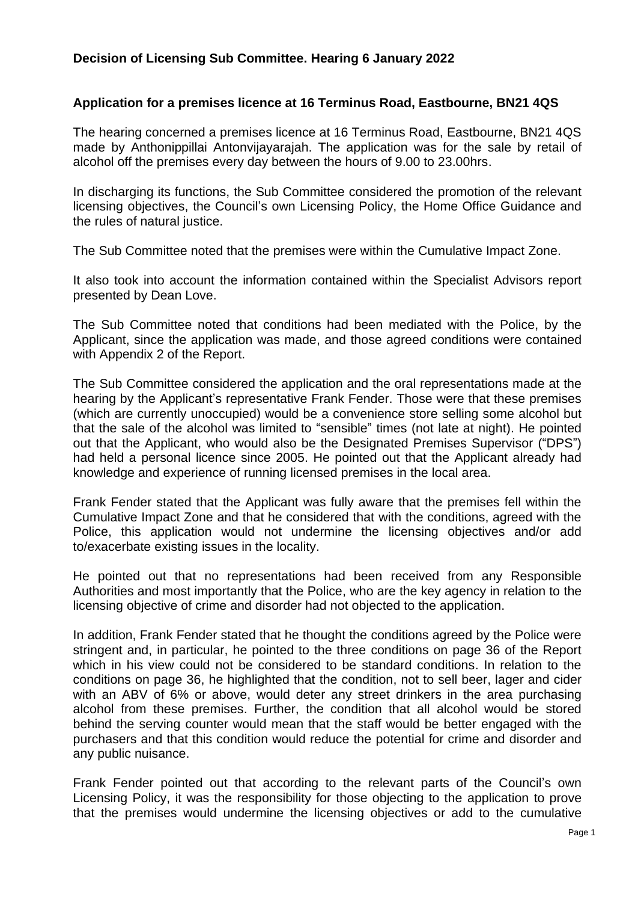## Decision of Licensing Sub Committee. Hearing 6 January 2022

### Application for a premises licence at 16 Terminus Road, Eastbourne, BN21 4QS

The hearing concerned a premises licence at 16 Terminus Road, Eastbourne, BN21 4QS made by Anthonippillai Antonvijayarajah. The application was for the sale by retail of alcohol off the premises every day between the hours of 9.00 to 23.00hrs.

In discharging its functions, the Sub Committee considered the promotion of the relevant licensing objectives, the Council's own Licensing Policy, the Home Office Guidance and the rules of natural justice.

The Sub Committee noted that the premises were within the Cumulative Impact Zone.

It also took into account the information contained within the Specialist Advisors report presented by Dean Love.

The Sub Committee noted that conditions had been mediated with the Police, by the Applicant, since the application was made, and those agreed conditions were contained with Appendix 2 of the Report.

The Sub Committee considered the application and the oral representations made at the hearing by the Applicant's representative Frank Fender. Those were that these premises (which are currently unoccupied) would be a convenience store selling some alcohol but that the sale of the alcohol was limited to "sensible" times (not late at night). He pointed out that the Applicant, who would also be the Designated Premises Supervisor ("DPS") had held a personal licence since 2005. He pointed out that the Applicant already had knowledge and experience of running licensed premises in the local area.

Frank Fender stated that the Applicant was fully aware that the premises fell within the Cumulative Impact Zone and that he considered that with the conditions, agreed with the Police, this application would not undermine the licensing objectives and/or add to/exacerbate existing issues in the locality.

He pointed out that no representations had been received from any Responsible Authorities and most importantly that the Police, who are the key agency in relation to the licensing objective of crime and disorder had not objected to the application.

In addition, Frank Fender stated that he thought the conditions agreed by the Police were stringent and, in particular, he pointed to the three conditions on page 36 of the Report which in his view could not be considered to be standard conditions. In relation to the conditions on page 36, he highlighted that the condition, not to sell beer, lager and cider with an ABV of 6% or above, would deter any street drinkers in the area purchasing alcohol from these premises. Further, the condition that all alcohol would be stored behind the serving counter would mean that the staff would be better engaged with the purchasers and that this condition would reduce the potential for crime and disorder and any public nuisance.

Frank Fender pointed out that according to the relevant parts of the Council's own Licensing Policy, it was the responsibility for those objecting to the application to prove that the premises would undermine the licensing objectives or add to the cumulative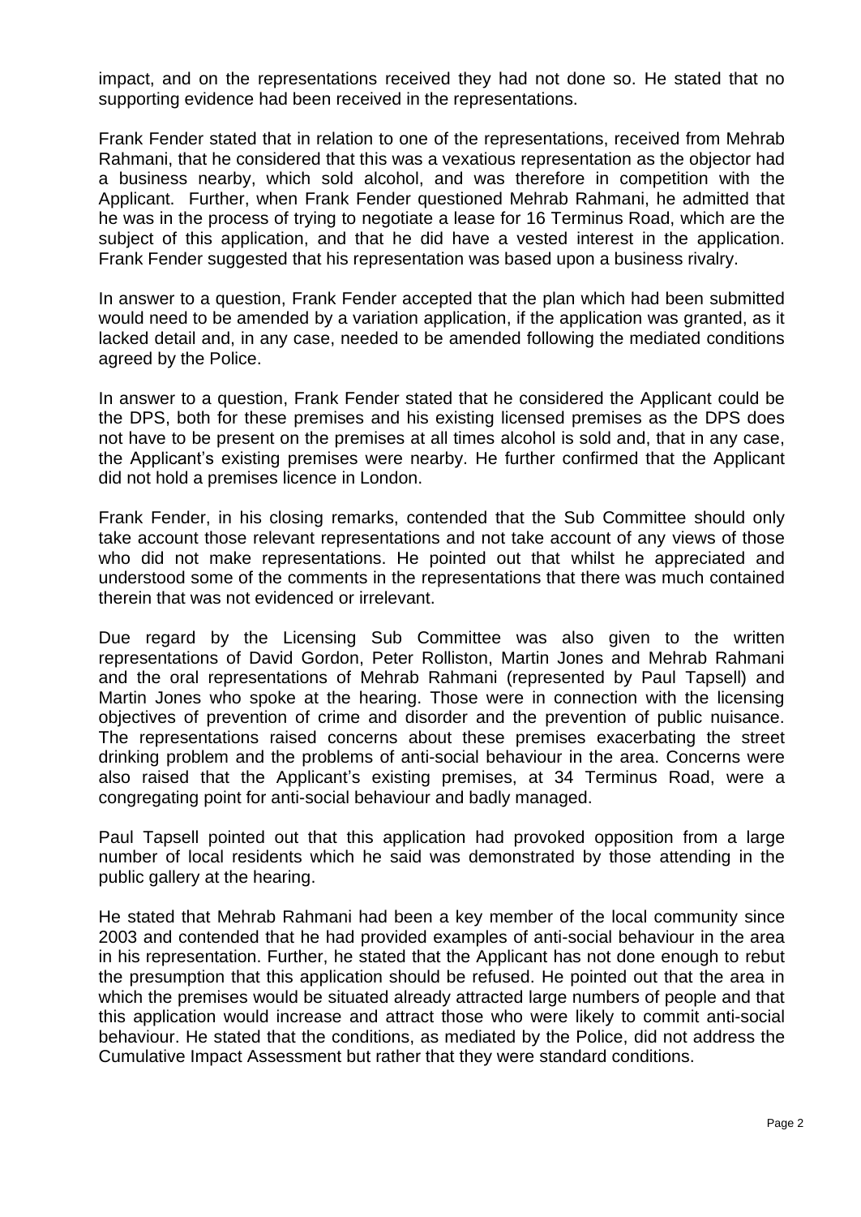impact, and on the representations received they had not done so. He stated that no supporting evidence had been received in the representations.

Frank Fender stated that in relation to one of the representations, received from Mehrab Rahmani, that he considered that this was a vexatious representation as the objector had a business nearby, which sold alcohol, and was therefore in competition with the Applicant. Further, when Frank Fender questioned Mehrab Rahmani, he admitted that he was in the process of trying to negotiate a lease for 16 Terminus Road, which are the subject of this application, and that he did have a vested interest in the application. Frank Fender suggested that his representation was based upon a business rivalry.

In answer to a question, Frank Fender accepted that the plan which had been submitted would need to be amended by a variation application, if the application was granted, as it lacked detail and, in any case, needed to be amended following the mediated conditions agreed by the Police.

In answer to a question, Frank Fender stated that he considered the Applicant could be the DPS, both for these premises and his existing licensed premises as the DPS does not have to be present on the premises at all times alcohol is sold and, that in any case, the Applicant's existing premises were nearby. He further confirmed that the Applicant did not hold a premises licence in London.

Frank Fender, in his closing remarks, contended that the Sub Committee should only take account those relevant representations and not take account of any views of those who did not make representations. He pointed out that whilst he appreciated and understood some of the comments in the representations that there was much contained therein that was not evidenced or irrelevant.

Due regard by the Licensing Sub Committee was also given to the written representations of David Gordon, Peter Rolliston, Martin Jones and Mehrab Rahmani and the oral representations of Mehrab Rahmani (represented by Paul Tapsell) and Martin Jones who spoke at the hearing. Those were in connection with the licensing objectives of prevention of crime and disorder and the prevention of public nuisance. The representations raised concerns about these premises exacerbating the street drinking problem and the problems of anti-social behaviour in the area. Concerns were also raised that the Applicant's existing premises, at 34 Terminus Road, were a congregating point for anti-social behaviour and badly managed.

Paul Tapsell pointed out that this application had provoked opposition from a large number of local residents which he said was demonstrated by those attending in the public gallery at the hearing.

He stated that Mehrab Rahmani had been a key member of the local community since 2003 and contended that he had provided examples of anti-social behaviour in the area in his representation. Further, he stated that the Applicant has not done enough to rebut the presumption that this application should be refused. He pointed out that the area in which the premises would be situated already attracted large numbers of people and that this application would increase and attract those who were likely to commit anti-social behaviour. He stated that the conditions, as mediated by the Police, did not address the Cumulative Impact Assessment but rather that they were standard conditions.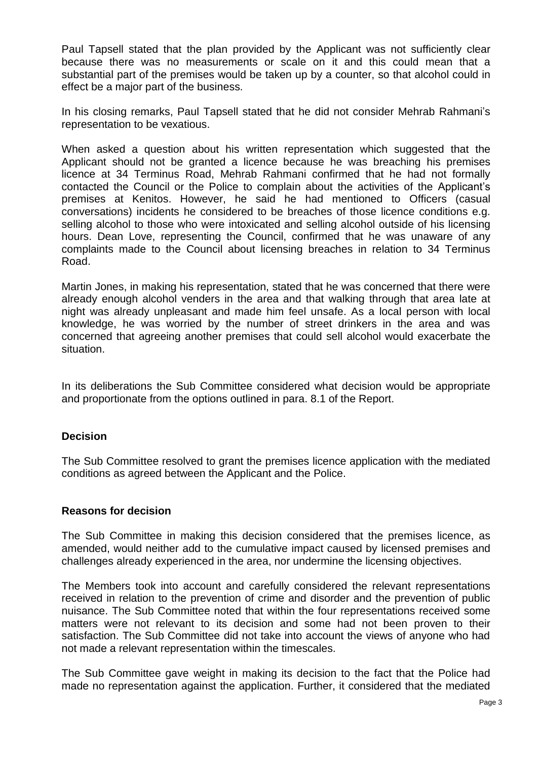Paul Tapsell stated that the plan provided by the Applicant was not sufficiently clear because there was no measurements or scale on it and this could mean that a substantial part of the premises would be taken up by a counter, so that alcohol could in effect be a major part of the business.

In his closing remarks, Paul Tapsell stated that he did not consider Mehrab Rahmani's representation to be vexatious.

When asked a question about his written representation which suggested that the Applicant should not be granted a licence because he was breaching his premises licence at 34 Terminus Road, Mehrab Rahmani confirmed that he had not formally contacted the Council or the Police to complain about the activities of the Applicant's premises at Kenitos. However, he said he had mentioned to Officers (casual conversations) incidents he considered to be breaches of those licence conditions e.g. selling alcohol to those who were intoxicated and selling alcohol outside of his licensing hours. Dean Love, representing the Council, confirmed that he was unaware of any complaints made to the Council about licensing breaches in relation to 34 Terminus Road.

Martin Jones, in making his representation, stated that he was concerned that there were already enough alcohol venders in the area and that walking through that area late at night was already unpleasant and made him feel unsafe. As a local person with local knowledge, he was worried by the number of street drinkers in the area and was concerned that agreeing another premises that could sell alcohol would exacerbate the situation.

In its deliberations the Sub Committee considered what decision would be appropriate and proportionate from the options outlined in para. 8.1 of the Report.

**Decision**

The Sub Committee resolved to grant the premises licence application with the mediated conditions as agreed between the Applicant and the Police.

**Reasons for decision**

The Sub Committee in making this decision considered that the premises licence, as amended, would neither add to the cumulative impact caused by licensed premises and challenges already experienced in the area, nor undermine the licensing objectives.

The Members took into account and carefully considered the relevant representations received in relation to the prevention of crime and disorder and the prevention of public nuisance. The Sub Committee noted that within the four representations received some matters were not relevant to its decision and some had not been proven to their satisfaction. The Sub Committee did not take into account the views of anyone who had not made a relevant representation within the timescales.

The Sub Committee gave weight in making its decision to the fact that the Police had made no representation against the application. Further, it considered that the mediated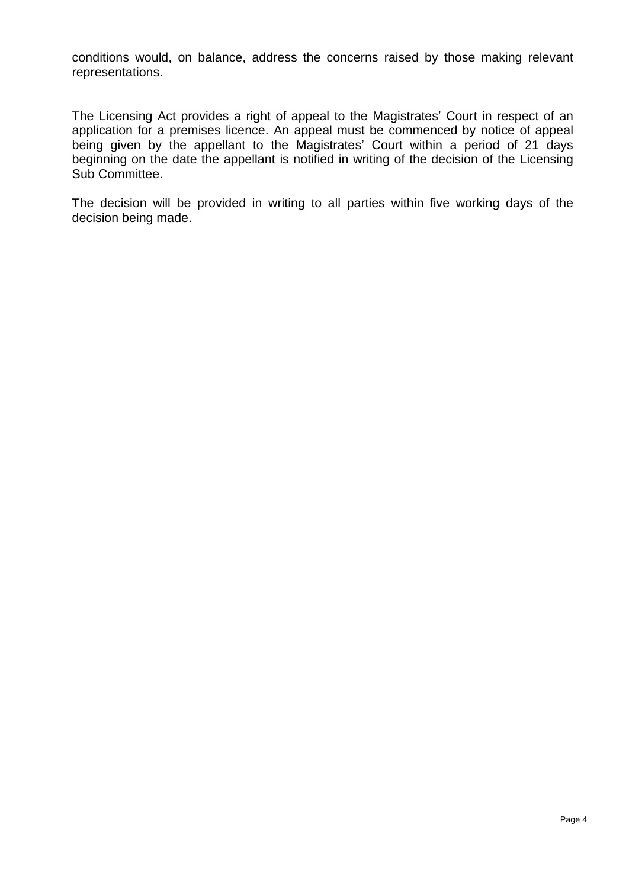conditions would, on balance, address the concerns raised by those making relevant representations.

The Licensing Act provides a right of appeal to the Magistrates' Court in respect of an application for a premises licence. An appeal must be commenced by notice of appeal being given by the appellant to the Magistrates' Court within a period of 21 days beginning on the date the appellant is notified in writing of the decision of the Licensing Sub Committee.

The decision will be provided in writing to all parties within five working days of the decision being made.